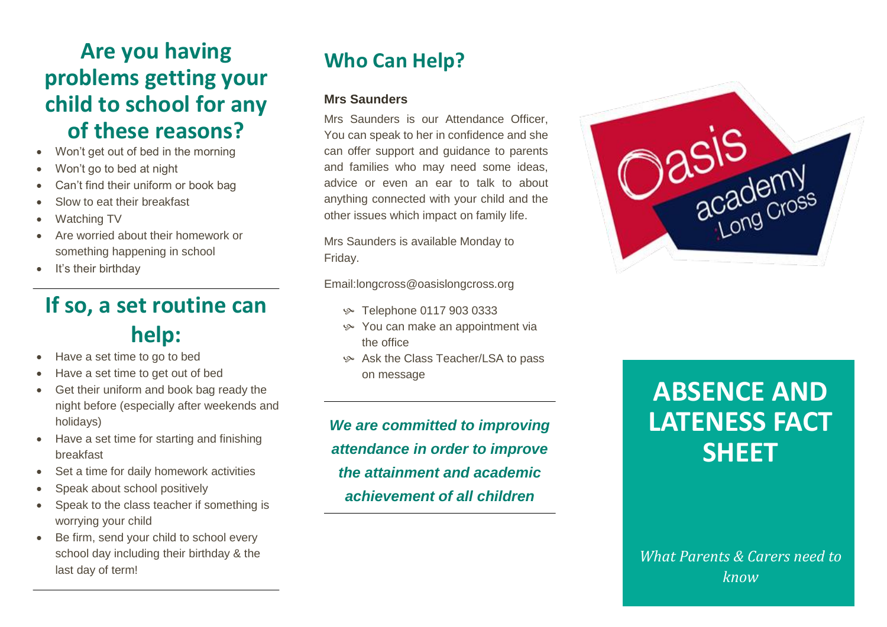## Are you having problems getting your child to school for any of these reasons?

- Won't get out of bed in the morning
- Won't go to bed at night
- Can't find their uniform or book bag
- Slow to eat their breakfast
- Watching TV
- Are worried about their homework or something happening in school
- It's their birthday

## If so, a set routine can help:

- Have a set time to go to bed
- Have a set time to get out of bed
- Get their uniform and book bag ready the night before (especially after weekends and holidays)
- Have a set time for starting and finishing breakfast
- Set a time for daily homework activities
- Speak about school positively
- Speak to the class teacher if something is worrying your child
- Be firm, send your child to school every school day including their birthday & the last day of term!

## Who Can Help?

**Mrs Saunders**

Mrs Saunders is our Attendance Officer, You can speak to her in confidence and she can offer support and guidance to parents and families who may need some ideas, advice or even an ear to talk to about anything connected with your child and the other issues which impact on family life.

Mrs Saunders is available Monday to Friday.

Email:longcross@oasislongcross.org

- Telephone 0117 903 0333
- You can make an appointment via the office
- Ask the Class Teacher/LSA to pass on message

***We are committed to improving attendance in order to improve the attainment and academic achievement of all children***

Oasis academy Long Cross

# ABSENCE AND LATENESS FACT SHEET

*What Parents & Carers need to know*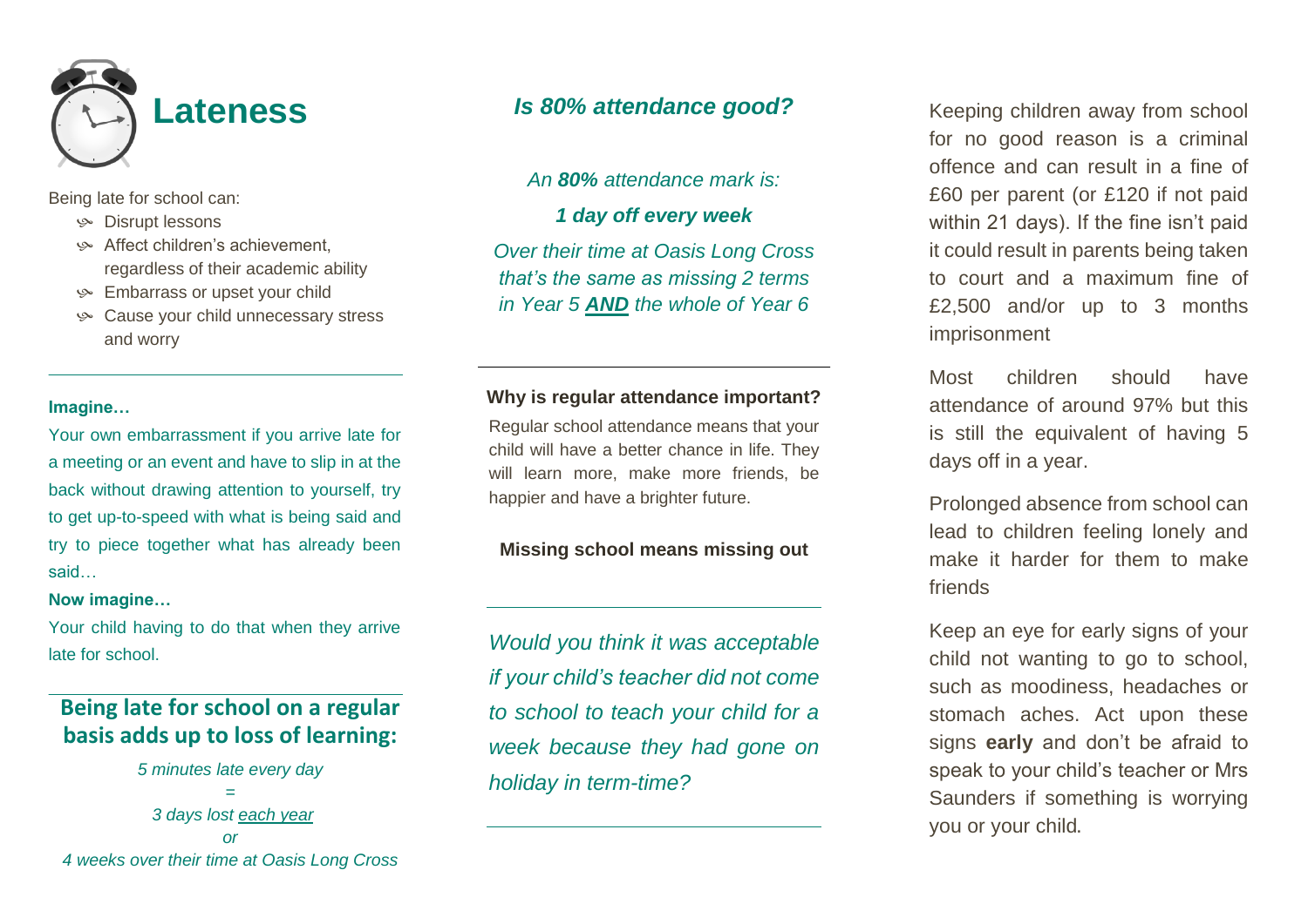# Lateness

Being late for school can:

- Disrupt lessons
- Affect children's achievement, regardless of their academic ability
- Embarrass or upset your child
- Cause your child unnecessary stress and worry

---

**Imagine…**

Your own embarrassment if you arrive late for a meeting or an event and have to slip in at the back without drawing attention to yourself, try to get up-to-speed with what is being said and try to piece together what has already been said…

**Now imagine…**

Your child having to do that when they arrive late for school.

---

## Being late for school on a regular basis adds up to loss of learning:

*5 minutes late every day*

*=*

*3 days lost each year*

*or*

*4 weeks over their time at Oasis Long Cross*

## *Is 80% attendance good?*

*An **80%** attendance mark is:*

***1 day off every week***

*Over their time at Oasis Long Cross that's the same as missing 2 terms in Year 5 **AND** the whole of Year 6*

---

**Why is regular attendance important?**

Regular school attendance means that your child will have a better chance in life. They will learn more, make more friends, be happier and have a brighter future.

**Missing school means missing out**

---

*Would you think it was acceptable if your child's teacher did not come to school to teach your child for a week because they had gone on holiday in term-time?*

---

Keeping children away from school for no good reason is a criminal offence and can result in a fine of £60 per parent (or £120 if not paid within 21 days). If the fine isn't paid it could result in parents being taken to court and a maximum fine of £2,500 and/or up to 3 months imprisonment

Most children should have attendance of around 97% but this is still the equivalent of having 5 days off in a year.

Prolonged absence from school can lead to children feeling lonely and make it harder for them to make friends

Keep an eye for early signs of your child not wanting to go to school, such as moodiness, headaches or stomach aches. Act upon these signs **early** and don't be afraid to speak to your child's teacher or Mrs Saunders if something is worrying you or your child.